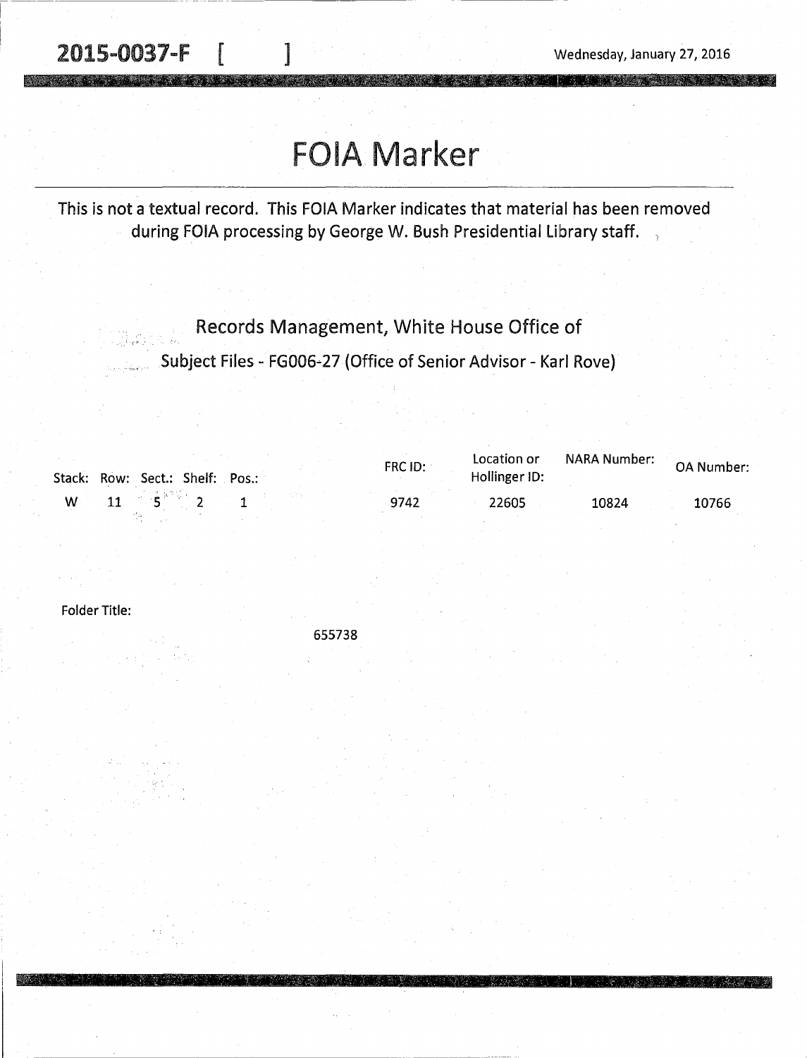2015-0037-F [ ]

Wednesday, January 27, 2016

# FOIA Marker

This is not a textual record. This FOIA Marker indicates that material has been removed during FOIA processing by George W. Bush Presidential Library staff.

Records Management, White House Office of

Subject Files - FG006-27 (Office of Senior Advisor - Karl Rove)

| Stack: | Row: | Sect.: | Shelf: | Pos.: | FRC ID: | Location or Hollinger ID: | NARA Number: | OA Number: |
|---|---|---|---|---|---|---|---|---|
| W | 11 | 5 | 2 | 1 | 9742 | 22605 | 10824 | 10766 |

Folder Title:

655738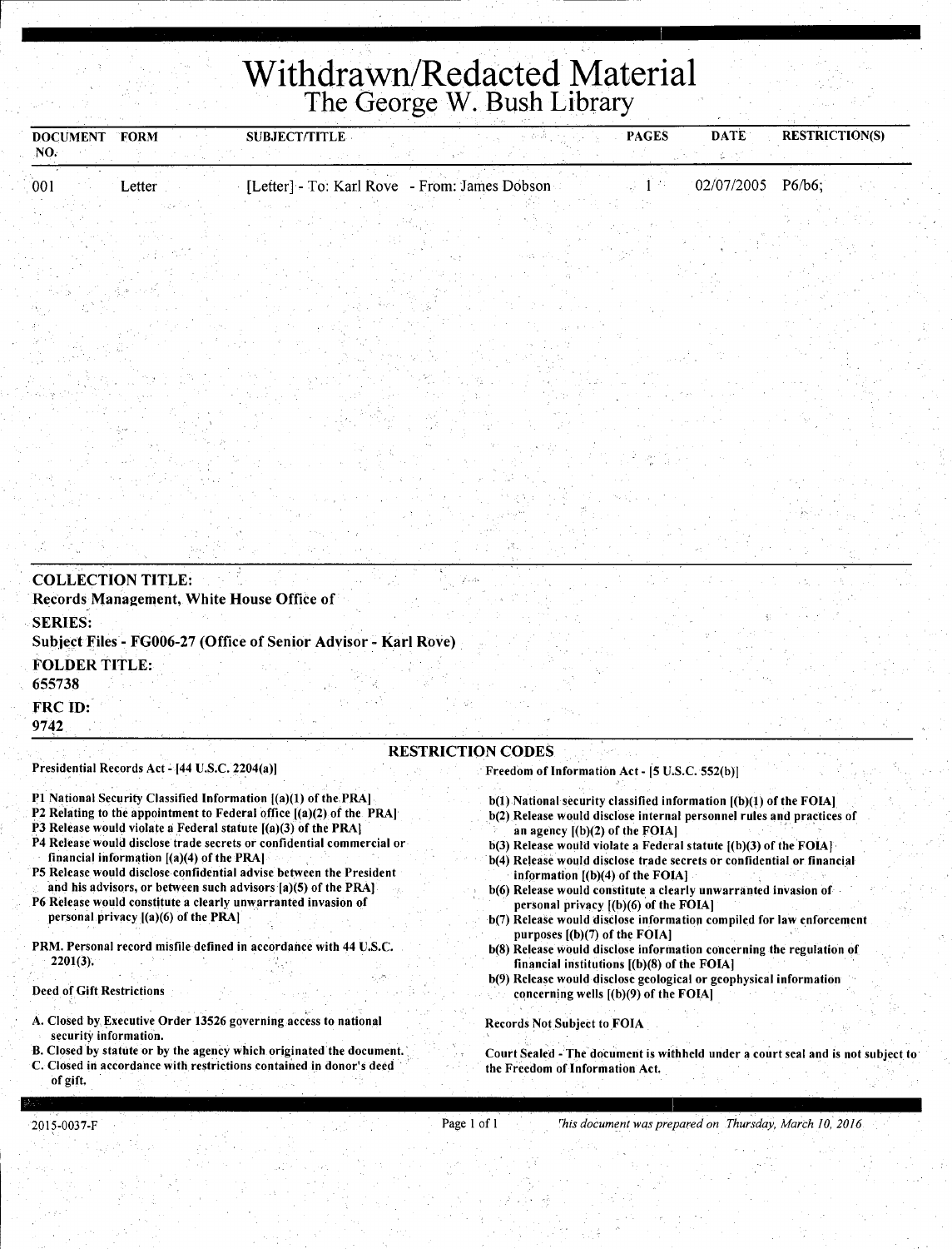# Withdrawn/Redacted Material

## The George W. Bush Library

| DOCUMENT NO. | FORM | SUBJECT/TITLE | PAGES | DATE | RESTRICTION(S) |
|---|---|---|---|---|---|
| 001 | Letter | [Letter] - To: Karl Rove - From: James Dobson | 1 | 02/07/2005 | P6/b6; |

**COLLECTION TITLE:**
Records Management, White House Office of

**SERIES:**
Subject Files - FG006-27 (Office of Senior Advisor - Karl Rove)

**FOLDER TITLE:**
655738

**FRC ID:**
9742

## RESTRICTION CODES

**Presidential Records Act - [44 U.S.C. 2204(a)]**

P1 National Security Classified Information [(a)(1) of the PRA]
P2 Relating to the appointment to Federal office [(a)(2) of the PRA]
P3 Release would violate a Federal statute [(a)(3) of the PRA]
P4 Release would disclose trade secrets or confidential commercial or financial information [(a)(4) of the PRA]
P5 Release would disclose confidential advise between the President and his advisors, or between such advisors [a)(5) of the PRA]
P6 Release would constitute a clearly unwarranted invasion of personal privacy [(a)(6) of the PRA]

PRM. Personal record misfile defined in accordance with 44 U.S.C. 2201(3).

Deed of Gift Restrictions

A. Closed by Executive Order 13526 governing access to national security information.
B. Closed by statute or by the agency which originated the document.
C. Closed in accordance with restrictions contained in donor's deed of gift.

**Freedom of Information Act - [5 U.S.C. 552(b)]**

b(1) National security classified information [(b)(1) of the FOIA]
b(2) Release would disclose internal personnel rules and practices of an agency [(b)(2) of the FOIA]
b(3) Release would violate a Federal statute [(b)(3) of the FOIA]
b(4) Release would disclose trade secrets or confidential or financial information [(b)(4) of the FOIA]
b(6) Release would constitute a clearly unwarranted invasion of personal privacy [(b)(6) of the FOIA]
b(7) Release would disclose information compiled for law enforcement purposes [(b)(7) of the FOIA]
b(8) Release would disclose information concerning the regulation of financial institutions [(b)(8) of the FOIA]
b(9) Release would disclose geological or geophysical information concerning wells [(b)(9) of the FOIA]

Records Not Subject to FOIA

Court Sealed - The document is withheld under a court seal and is not subject to the Freedom of Information Act.

2015-0037-F

*This document was prepared on Thursday, March 10, 2016*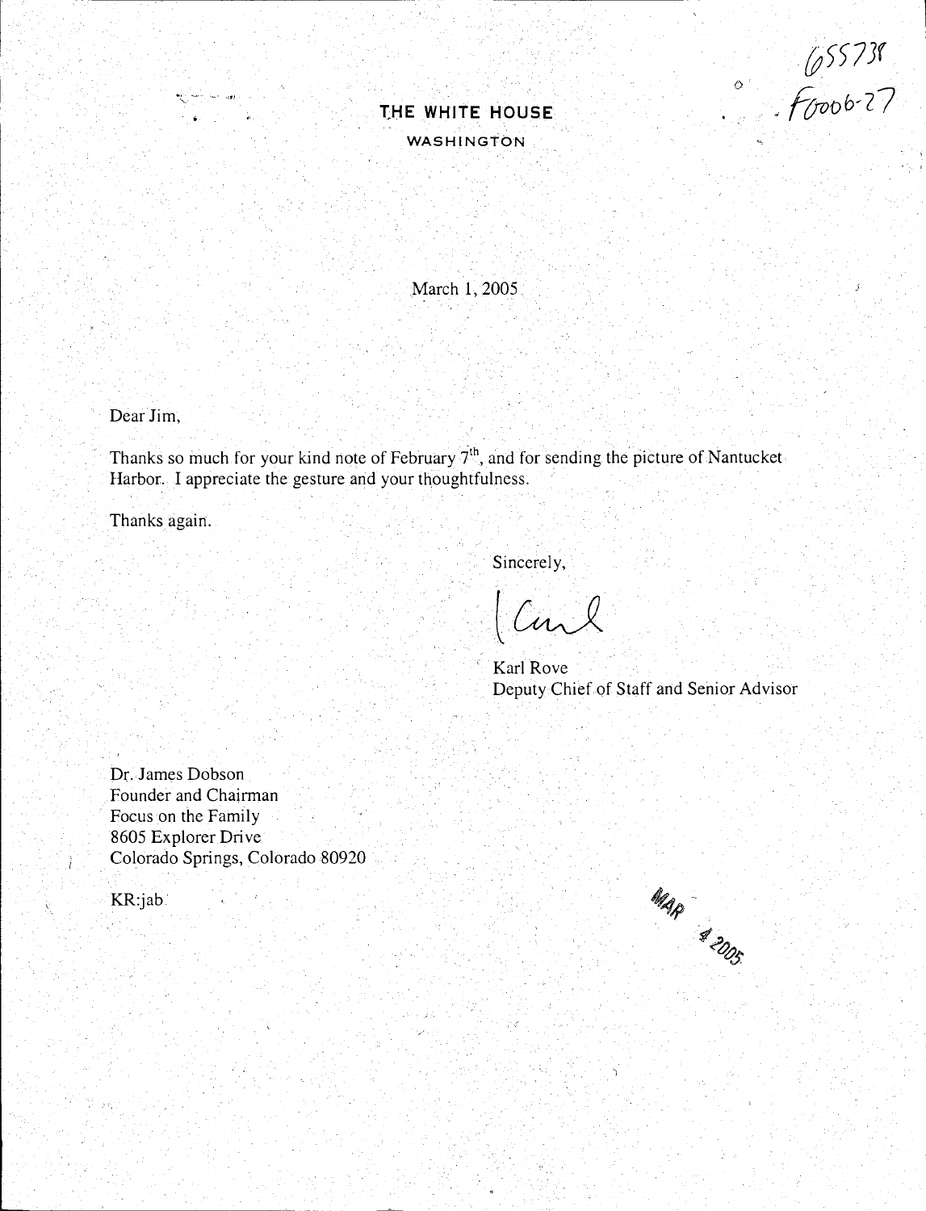655738
F0006-27

# THE WHITE HOUSE

WASHINGTON

March 1, 2005

Dear Jim,

Thanks so much for your kind note of February 7th, and for sending the picture of Nantucket Harbor. I appreciate the gesture and your thoughtfulness.

Thanks again.

Sincerely,

Karl

Karl Rove
Deputy Chief of Staff and Senior Advisor

Dr. James Dobson
Founder and Chairman
Focus on the Family
8605 Explorer Drive
Colorado Springs, Colorado 80920

KR:jab

MAR 4 2005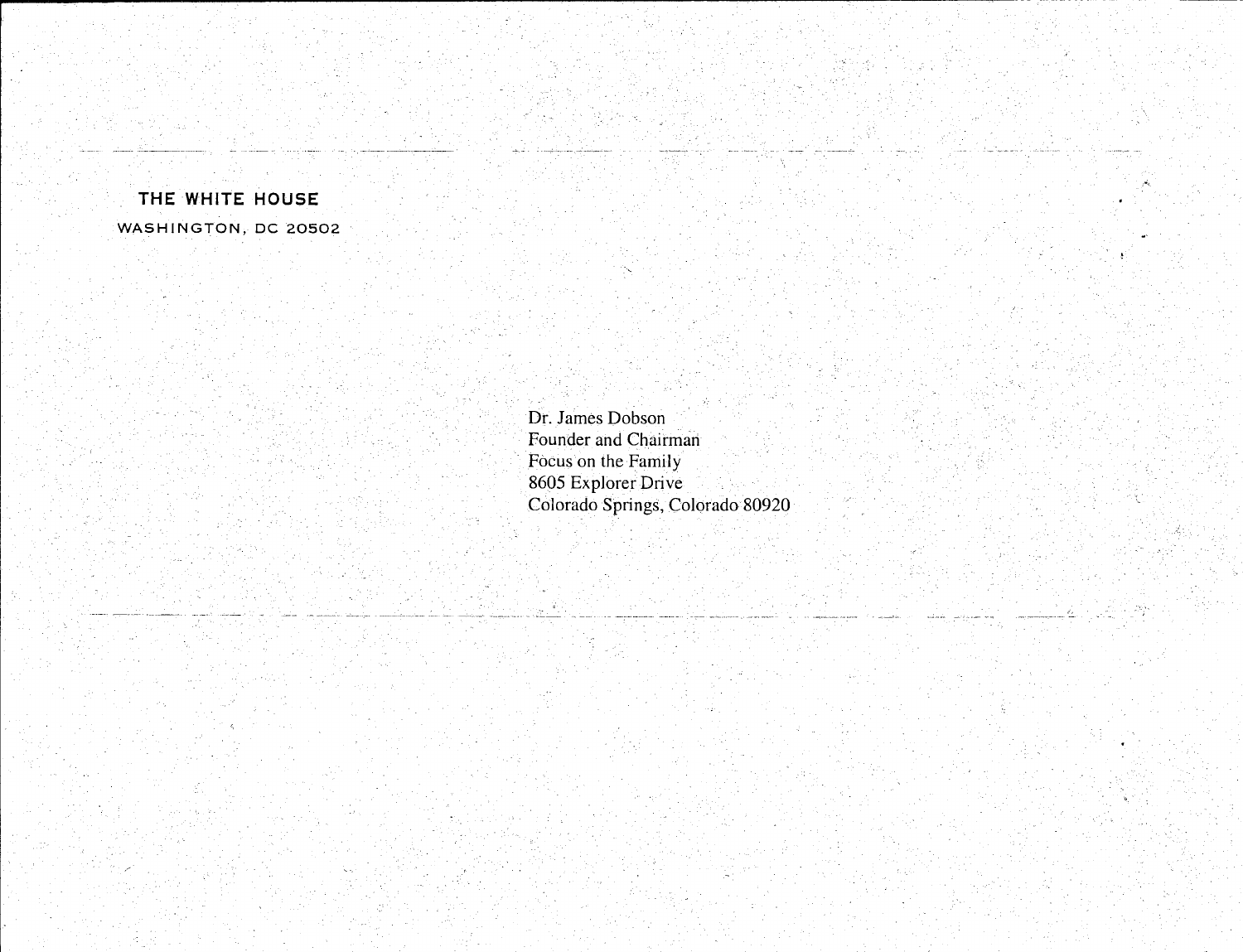**THE WHITE HOUSE**

WASHINGTON, DC 20502

Dr. James Dobson
Founder and Chairman
Focus on the Family
8605 Explorer Drive
Colorado Springs, Colorado 80920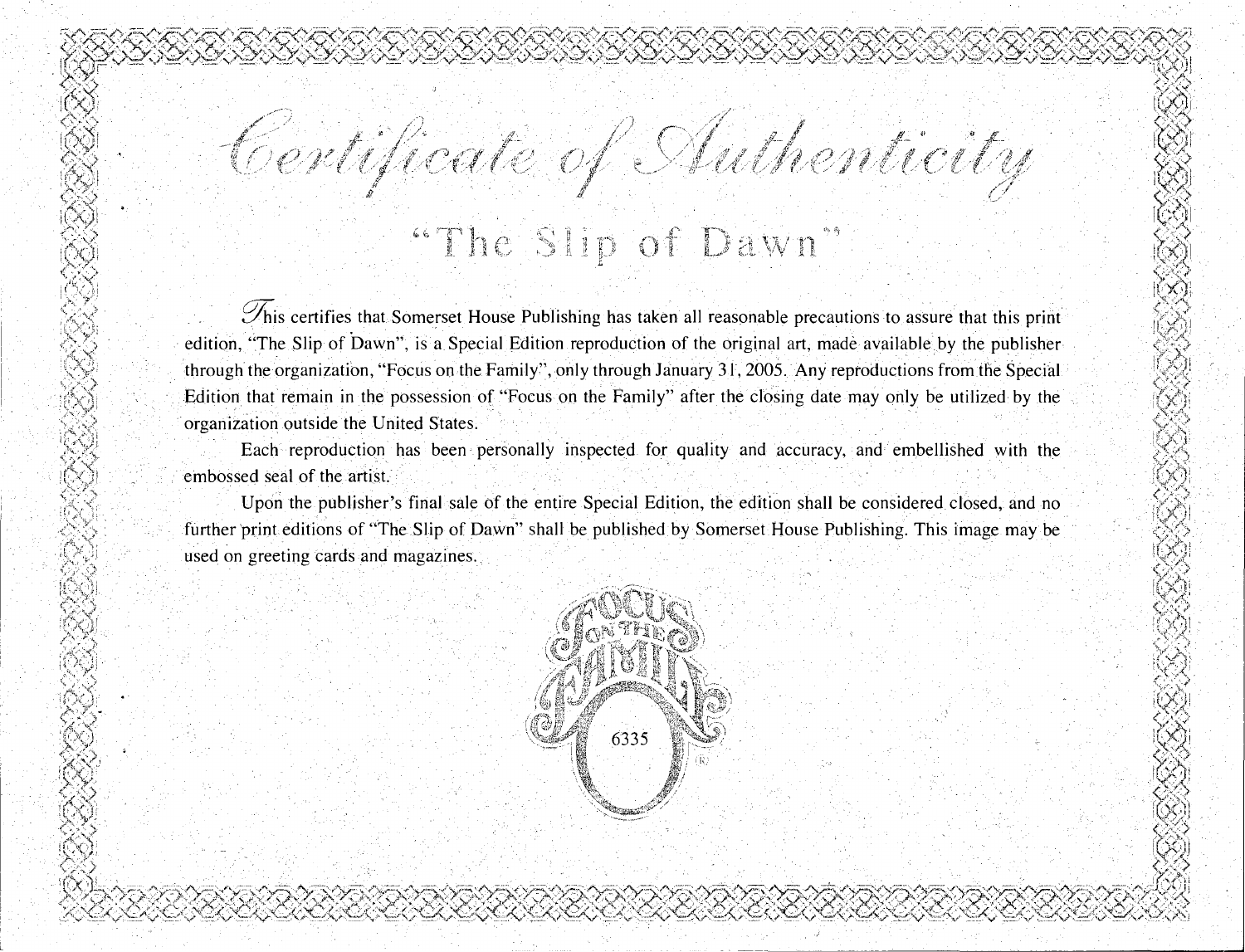# Certificate of Authenticity

## "The Slip of Dawn"

This certifies that Somerset House Publishing has taken all reasonable precautions to assure that this print edition, "The Slip of Dawn", is a Special Edition reproduction of the original art, made available by the publisher through the organization, "Focus on the Family", only through January 31, 2005. Any reproductions from the Special Edition that remain in the possession of "Focus on the Family" after the closing date may only be utilized by the organization outside the United States.

Each reproduction has been personally inspected for quality and accuracy, and embellished with the embossed seal of the artist.

Upon the publisher's final sale of the entire Special Edition, the edition shall be considered closed, and no further print editions of "The Slip of Dawn" shall be published by Somerset House Publishing. This image may be used on greeting cards and magazines.

FOCUS ON THE FAMILY

6335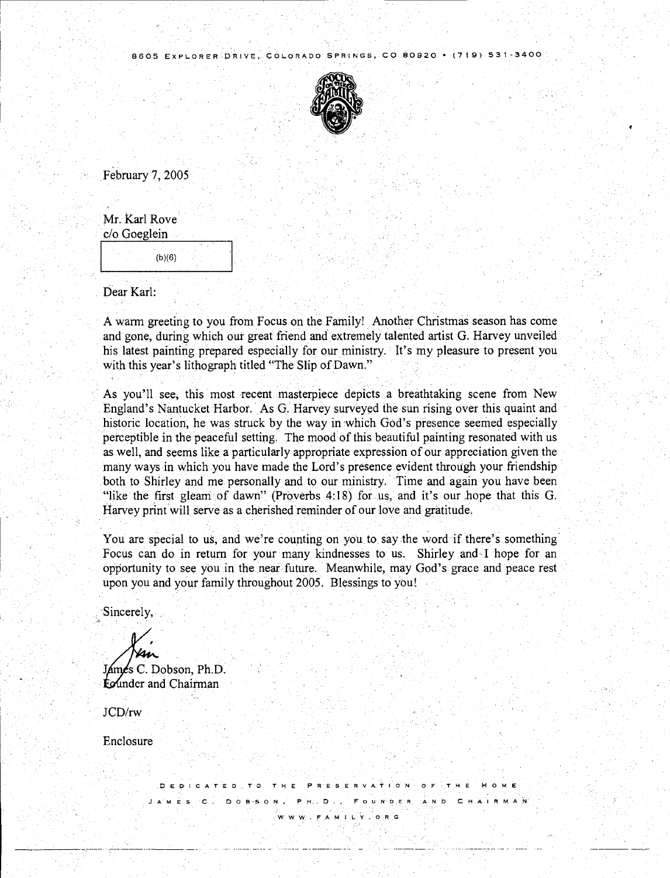8605 EXPLORER DRIVE, COLORADO SPRINGS, CO 80920 • (719) 531-3400

February 7, 2005

Mr. Karl Rove
c/o Goeglein

(b)(6)

Dear Karl:

A warm greeting to you from Focus on the Family! Another Christmas season has come and gone, during which our great friend and extremely talented artist G. Harvey unveiled his latest painting prepared especially for our ministry. It's my pleasure to present you with this year's lithograph titled "The Slip of Dawn."

As you'll see, this most recent masterpiece depicts a breathtaking scene from New England's Nantucket Harbor. As G. Harvey surveyed the sun rising over this quaint and historic location, he was struck by the way in which God's presence seemed especially perceptible in the peaceful setting. The mood of this beautiful painting resonated with us as well, and seems like a particularly appropriate expression of our appreciation given the many ways in which you have made the Lord's presence evident through your friendship both to Shirley and me personally and to our ministry. Time and again you have been "like the first gleam of dawn" (Proverbs 4:18) for us, and it's our hope that this G. Harvey print will serve as a cherished reminder of our love and gratitude.

You are special to us, and we're counting on you to say the word if there's something Focus can do in return for your many kindnesses to us. Shirley and I hope for an opportunity to see you in the near future. Meanwhile, may God's grace and peace rest upon you and your family throughout 2005. Blessings to you!

Sincerely,

Jim

James C. Dobson, Ph.D.
Founder and Chairman

JCD/rw

Enclosure

DEDICATED TO THE PRESERVATION OF THE HOME
JAMES C. DOBSON, PH.D., FOUNDER AND CHAIRMAN
WWW.FAMILY.ORG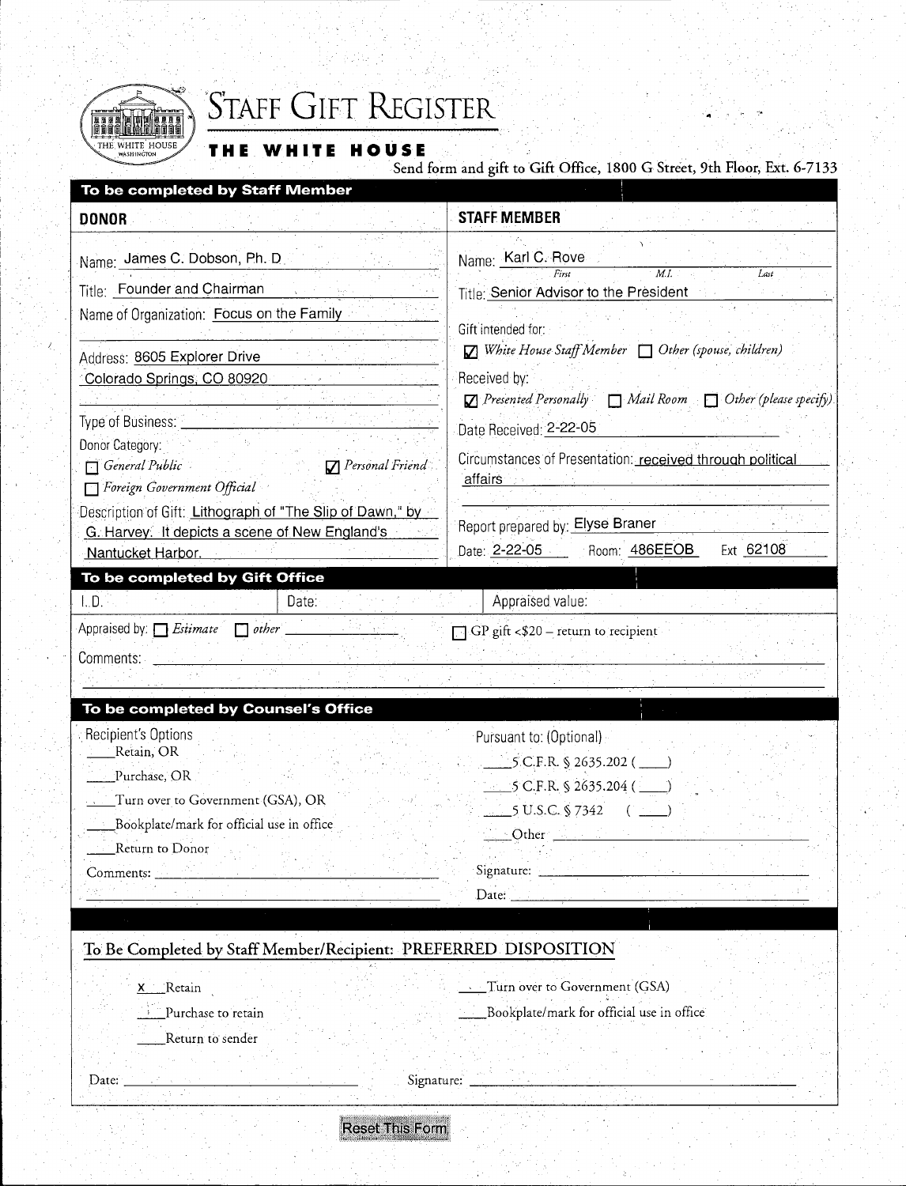# STAFF GIFT REGISTER

## THE WHITE HOUSE

Send form and gift to Gift Office, 1800 G Street, 9th Floor, Ext. 6-7133

### To be completed by Staff Member

**DONOR**

Name: James C. Dobson, Ph. D

Title: Founder and Chairman

Name of Organization: Focus on the Family

Address: 8605 Explorer Drive
Colorado Springs, CO 80920

Type of Business:

Donor Category:
- ☐ *General Public*
- ☑ *Personal Friend*
- ☐ *Foreign Government Official*

Description of Gift: Lithograph of "The Slip of Dawn," by G. Harvey. It depicts a scene of New England's Nantucket Harbor.

**STAFF MEMBER**

Name: Karl C. Rove
*First* *M.I.* *Last*

Title: Senior Advisor to the President

Gift intended for:
- ☑ *White House Staff Member*
- ☐ *Other (spouse, children)*

Received by:
- ☑ *Presented Personally*
- ☐ *Mail Room*
- ☐ *Other (please specify)*

Date Received: 2-22-05

Circumstances of Presentation: received through political affairs

Report prepared by: Elyse Braner

Date: 2-22-05 Room: 486EEOB Ext 62108

### To be completed by Gift Office

I. D.: Date: Appraised value:

Appraised by: ☐ *Estimate* ☐ *other* ______

☐ GP gift <$20 – return to recipient

Comments:

### To be completed by Counsel's Office

Recipient's Options
- ____Retain, OR
- ____Purchase, OR
- ____Turn over to Government (GSA), OR
- ____Bookplate/mark for official use in office
- ____Return to Donor

Comments:

Pursuant to: (Optional)
- ____5 C.F.R. § 2635.202 (____)
- ____5 C.F.R. § 2635.204 (____)
- ____5 U.S.C. § 7342 (____)
- ____Other ______

Signature:

Date:

### To Be Completed by Staff Member/Recipient: PREFERRED DISPOSITION

- x Retain
- ____Purchase to retain
- ____Return to sender
- ____Turn over to Government (GSA)
- ____Bookplate/mark for official use in office

Date: Signature:

Reset This Form